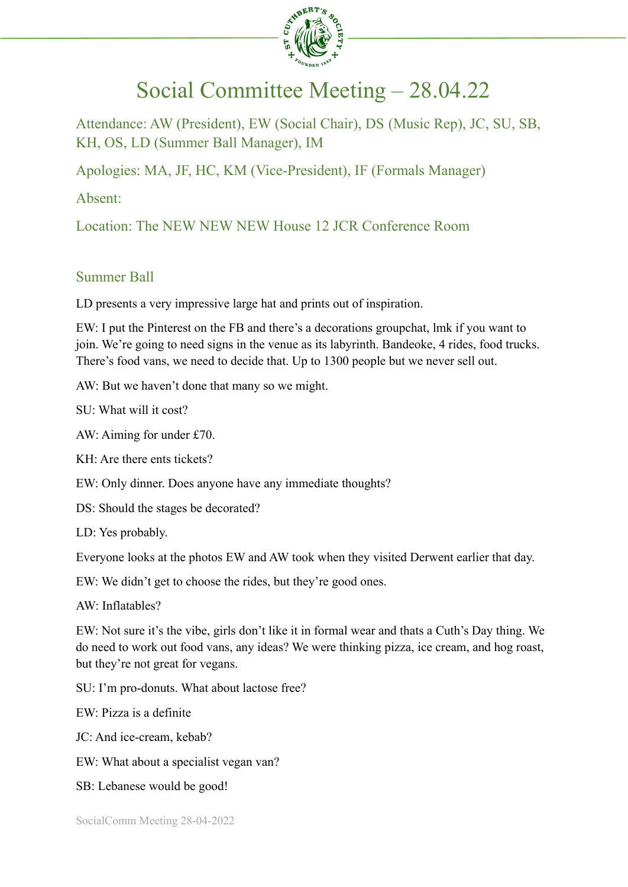# Social Committee Meeting – 28.04.22

Attendance: AW (President), EW (Social Chair), DS (Music Rep), JC, SU, SB, KH, OS, LD (Summer Ball Manager), IM

Apologies: MA, JF, HC, KM (Vice-President), IF (Formals Manager)

Absent:

Location: The NEW NEW NEW House 12 JCR Conference Room

## Summer Ball

LD presents a very impressive large hat and prints out of inspiration.

EW: I put the Pinterest on the FB and there's a decorations groupchat, lmk if you want to join. We're going to need signs in the venue as its labyrinth. Bandeoke, 4 rides, food trucks. There's food vans, we need to decide that. Up to 1300 people but we never sell out.

AW: But we haven't done that many so we might.

SU: What will it cost?

AW: Aiming for under £70.

KH: Are there ents tickets?

EW: Only dinner. Does anyone have any immediate thoughts?

DS: Should the stages be decorated?

LD: Yes probably.

Everyone looks at the photos EW and AW took when they visited Derwent earlier that day.

EW: We didn't get to choose the rides, but they're good ones.

AW: Inflatables?

EW: Not sure it's the vibe, girls don't like it in formal wear and thats a Cuth's Day thing. We do need to work out food vans, any ideas? We were thinking pizza, ice cream, and hog roast, but they're not great for vegans.

SU: I'm pro-donuts. What about lactose free?

EW: Pizza is a definite

JC: And ice-cream, kebab?

EW: What about a specialist vegan van?

SB: Lebanese would be good!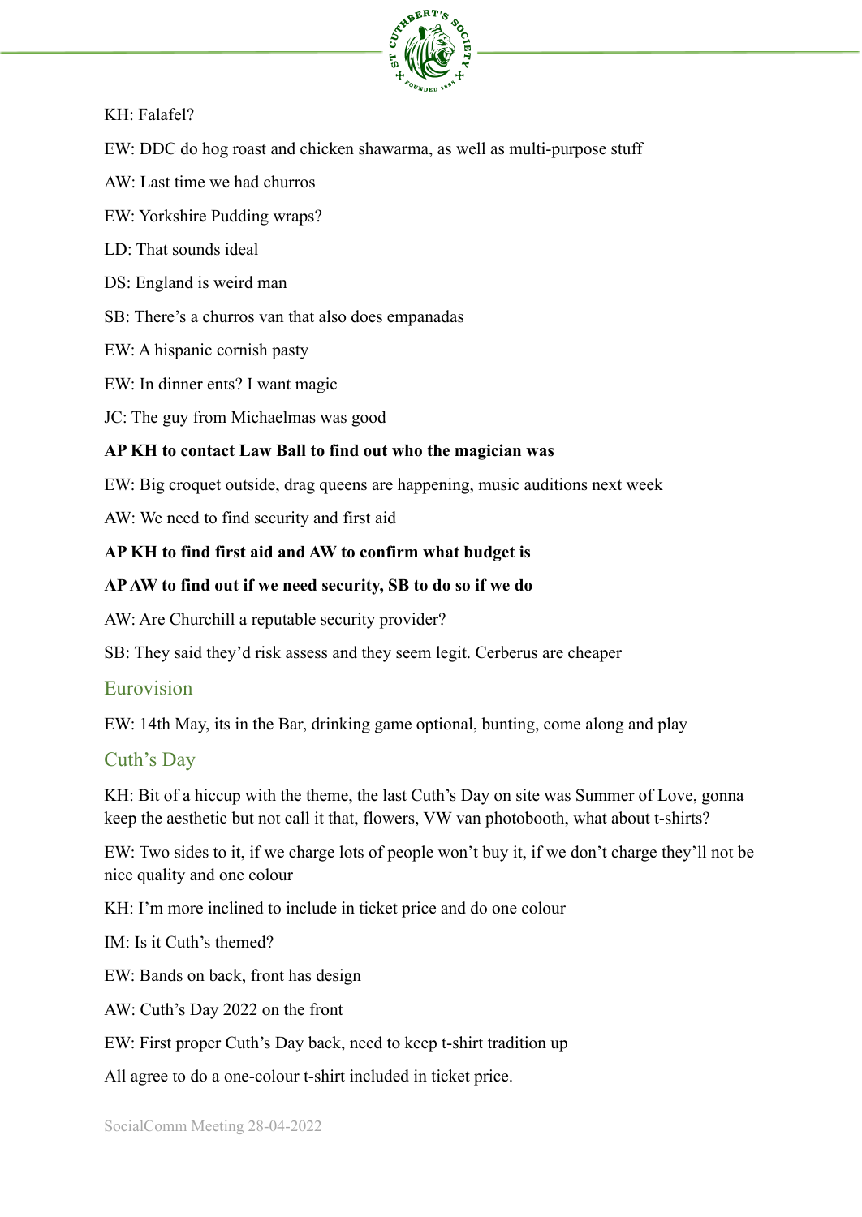KH: Falafel?

EW: DDC do hog roast and chicken shawarma, as well as multi-purpose stuff

AW: Last time we had churros

EW: Yorkshire Pudding wraps?

LD: That sounds ideal

DS: England is weird man

SB: There's a churros van that also does empanadas

EW: A hispanic cornish pasty

EW: In dinner ents? I want magic

JC: The guy from Michaelmas was good

**AP KH to contact Law Ball to find out who the magician was**

EW: Big croquet outside, drag queens are happening, music auditions next week

AW: We need to find security and first aid

**AP KH to find first aid and AW to confirm what budget is**

**AP AW to find out if we need security, SB to do so if we do**

AW: Are Churchill a reputable security provider?

SB: They said they'd risk assess and they seem legit. Cerberus are cheaper

## Eurovision

EW: 14th May, its in the Bar, drinking game optional, bunting, come along and play

## Cuth's Day

KH: Bit of a hiccup with the theme, the last Cuth's Day on site was Summer of Love, gonna keep the aesthetic but not call it that, flowers, VW van photobooth, what about t-shirts?

EW: Two sides to it, if we charge lots of people won't buy it, if we don't charge they'll not be nice quality and one colour

KH: I'm more inclined to include in ticket price and do one colour

IM: Is it Cuth's themed?

EW: Bands on back, front has design

AW: Cuth's Day 2022 on the front

EW: First proper Cuth's Day back, need to keep t-shirt tradition up

All agree to do a one-colour t-shirt included in ticket price.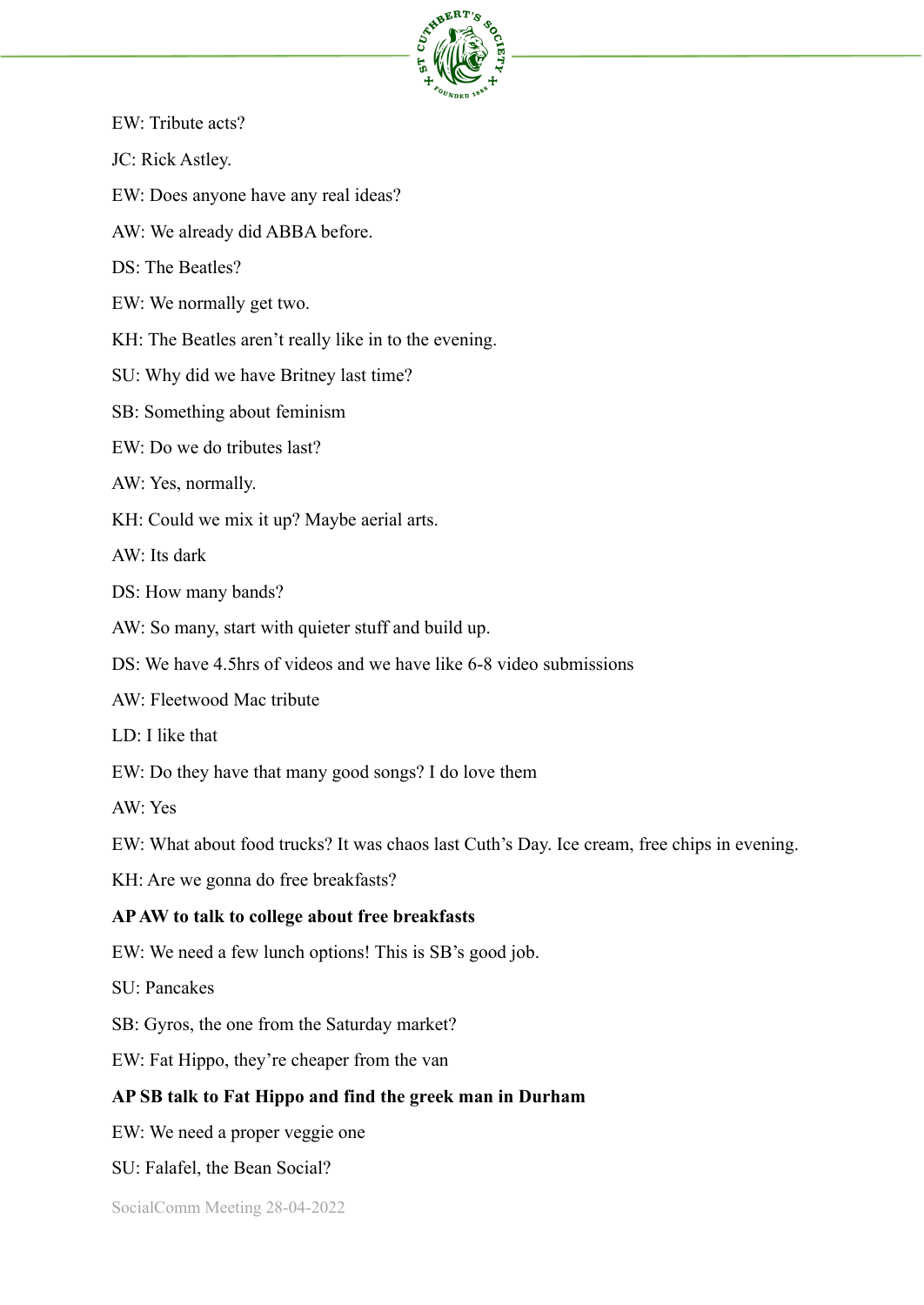EW: Tribute acts?

JC: Rick Astley.

EW: Does anyone have any real ideas?

AW: We already did ABBA before.

DS: The Beatles?

EW: We normally get two.

KH: The Beatles aren't really like in to the evening.

SU: Why did we have Britney last time?

SB: Something about feminism

EW: Do we do tributes last?

AW: Yes, normally.

KH: Could we mix it up? Maybe aerial arts.

AW: Its dark

DS: How many bands?

AW: So many, start with quieter stuff and build up.

DS: We have 4.5hrs of videos and we have like 6-8 video submissions

AW: Fleetwood Mac tribute

LD: I like that

EW: Do they have that many good songs? I do love them

AW: Yes

EW: What about food trucks? It was chaos last Cuth's Day. Ice cream, free chips in evening.

KH: Are we gonna do free breakfasts?

**AP AW to talk to college about free breakfasts**

EW: We need a few lunch options! This is SB's good job.

SU: Pancakes

SB: Gyros, the one from the Saturday market?

EW: Fat Hippo, they're cheaper from the van

**AP SB talk to Fat Hippo and find the greek man in Durham**

EW: We need a proper veggie one

SU: Falafel, the Bean Social?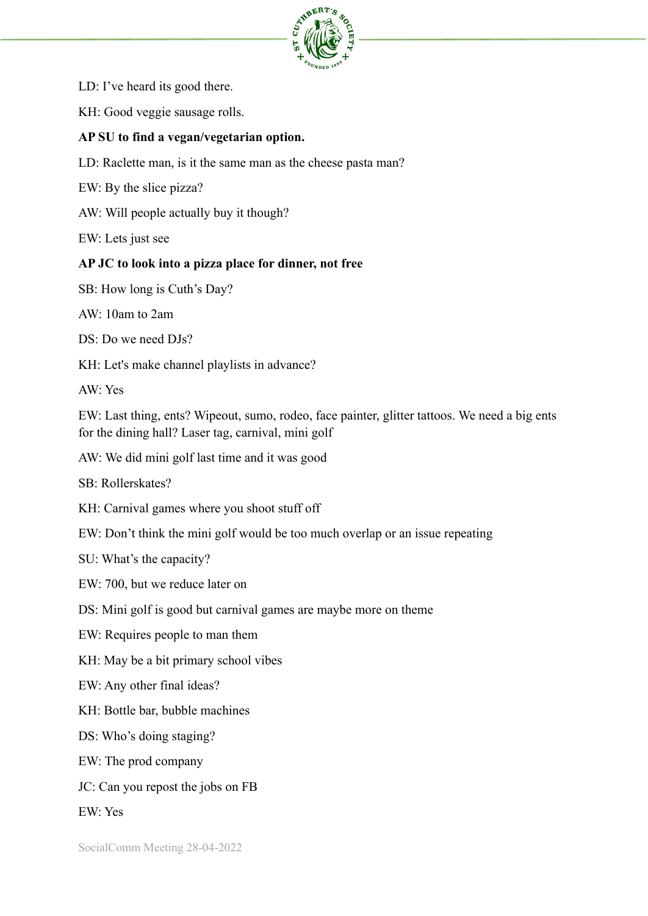LD: I've heard its good there.

KH: Good veggie sausage rolls.

**AP SU to find a vegan/vegetarian option.**

LD: Raclette man, is it the same man as the cheese pasta man?

EW: By the slice pizza?

AW: Will people actually buy it though?

EW: Lets just see

**AP JC to look into a pizza place for dinner, not free**

SB: How long is Cuth's Day?

AW: 10am to 2am

DS: Do we need DJs?

KH: Let's make channel playlists in advance?

AW: Yes

EW: Last thing, ents? Wipeout, sumo, rodeo, face painter, glitter tattoos. We need a big ents for the dining hall? Laser tag, carnival, mini golf

AW: We did mini golf last time and it was good

SB: Rollerskates?

KH: Carnival games where you shoot stuff off

EW: Don't think the mini golf would be too much overlap or an issue repeating

SU: What's the capacity?

EW: 700, but we reduce later on

DS: Mini golf is good but carnival games are maybe more on theme

EW: Requires people to man them

KH: May be a bit primary school vibes

EW: Any other final ideas?

KH: Bottle bar, bubble machines

DS: Who's doing staging?

EW: The prod company

JC: Can you repost the jobs on FB

EW: Yes